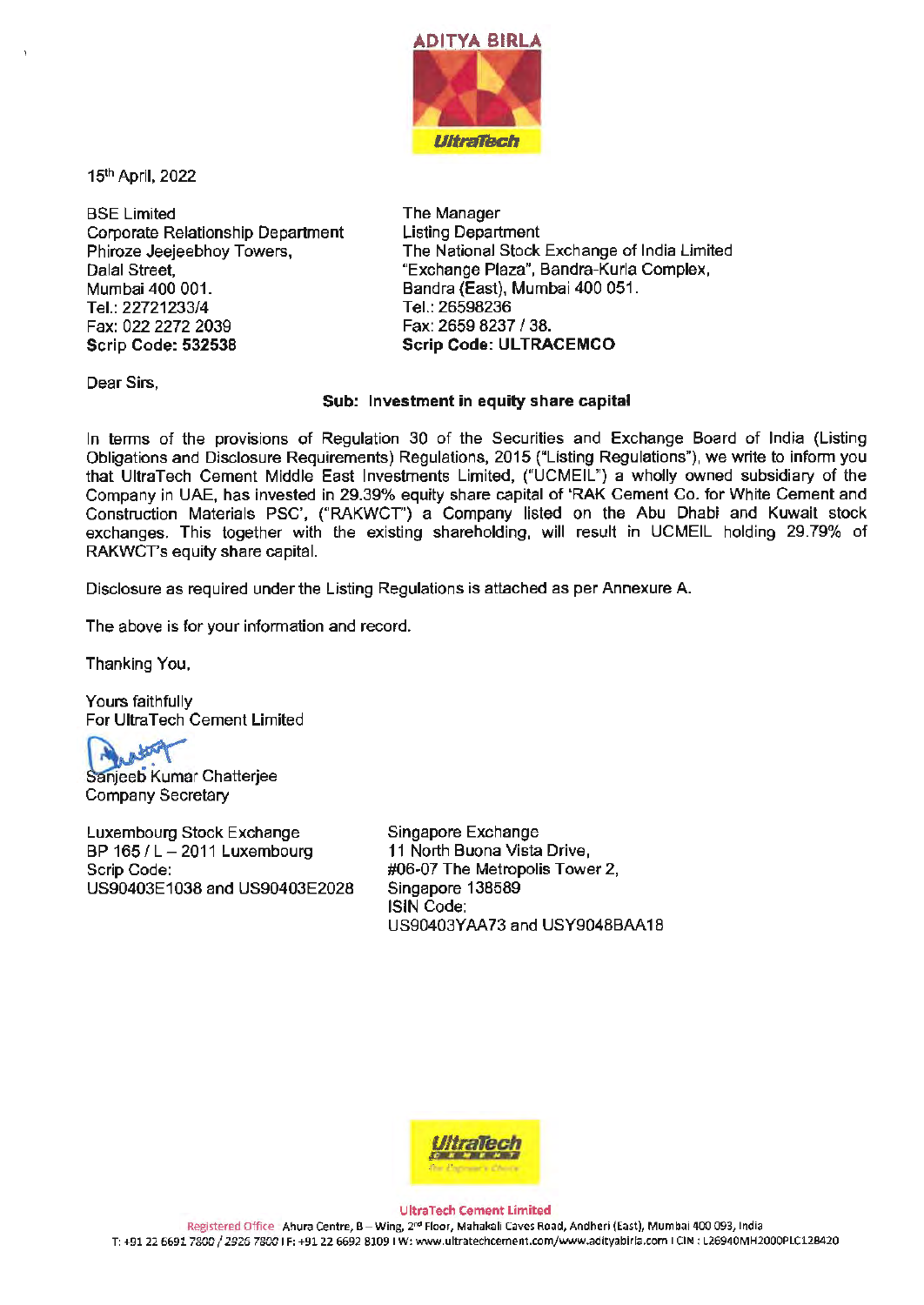15th April, 2022

BSE Limited
Corporate Relationship Department
Phiroze Jeejeebhoy Towers,
Dalal Street,
Mumbai 400 001.
Tel.: 22721233/4
Fax: 022 2272 2039
**Scrip Code: 532538**

The Manager
Listing Department
The National Stock Exchange of India Limited
"Exchange Plaza", Bandra-Kurla Complex,
Bandra (East), Mumbai 400 051.
Tel.: 26598236
Fax: 2659 8237 / 38.
**Scrip Code: ULTRACEMCO**

Dear Sirs,

**Sub: Investment in equity share capital**

In terms of the provisions of Regulation 30 of the Securities and Exchange Board of India (Listing Obligations and Disclosure Requirements) Regulations, 2015 ("Listing Regulations"), we write to inform you that UltraTech Cement Middle East Investments Limited, ("UCMEIL") a wholly owned subsidiary of the Company in UAE, has invested in 29.39% equity share capital of 'RAK Cement Co. for White Cement and Construction Materials PSC', ("RAKWCT") a Company listed on the Abu Dhabi and Kuwait stock exchanges. This together with the existing shareholding, will result in UCMEIL holding 29.79% of RAKWCT's equity share capital.

Disclosure as required under the Listing Regulations is attached as per Annexure A.

The above is for your information and record.

Thanking You,

Yours faithfully
For UltraTech Cement Limited

Sanjeeb Kumar Chatterjee
Company Secretary

Luxembourg Stock Exchange
BP 165 / L – 2011 Luxembourg
Scrip Code:
US90403E1038 and US90403E2028

Singapore Exchange
11 North Buona Vista Drive,
#06-07 The Metropolis Tower 2,
Singapore 138589
ISIN Code:
US90403YAA73 and USY9048BAA18

UltraTech Cement Limited
Registered Office: Ahura Centre, B – Wing, 2nd Floor, Mahakali Caves Road, Andheri (East), Mumbai 400 093, India
T: +91 22 6691 7800 / 2926 7800 I F: +91 22 6692 8109 I W: www.ultratechcement.com/www.adityabirla.com I CIN : L26940MH2000PLC128420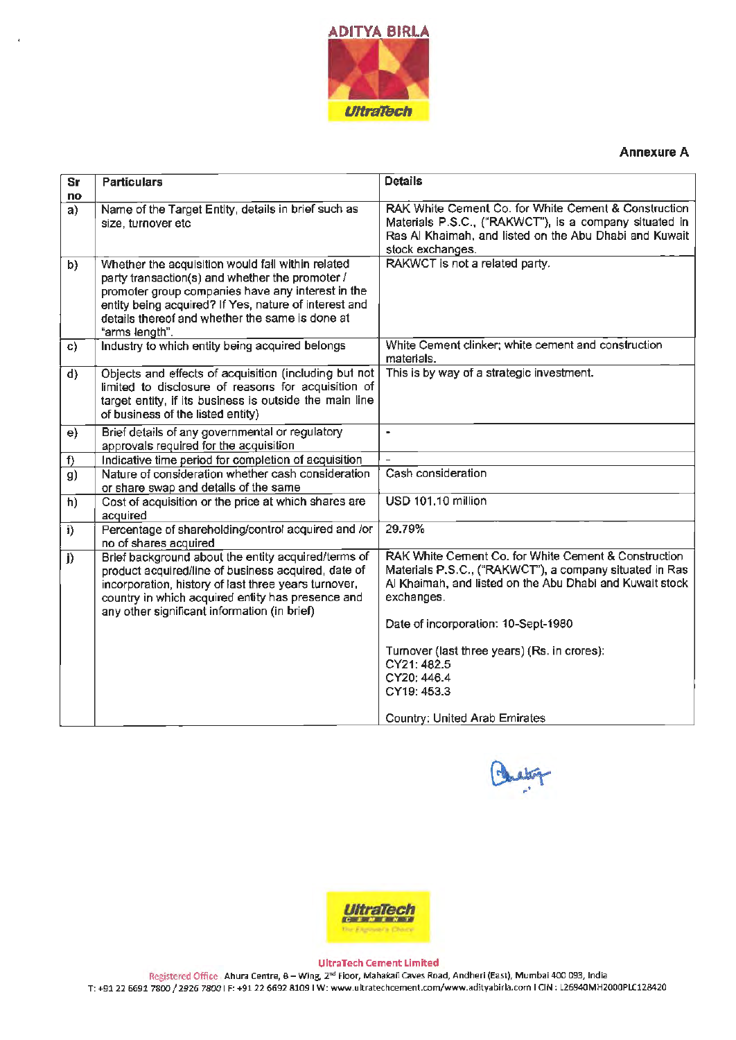**Annexure A**

| Sr no | Particulars | Details |
|---|---|---|
| a) | Name of the Target Entity, details in brief such as size, turnover etc | RAK White Cement Co. for White Cement & Construction Materials P.S.C., ("RAKWCT"), is a company situated in Ras Al Khaimah, and listed on the Abu Dhabi and Kuwait stock exchanges. |
| b) | Whether the acquisition would fall within related party transaction(s) and whether the promoter / promoter group companies have any interest in the entity being acquired? If Yes, nature of interest and details thereof and whether the same is done at "arms length". | RAKWCT is not a related party. |
| c) | Industry to which entity being acquired belongs | White Cement clinker; white cement and construction materials. |
| d) | Objects and effects of acquisition (including but not limited to disclosure of reasons for acquisition of target entity, if its business is outside the main line of business of the listed entity) | This is by way of a strategic investment. |
| e) | Brief details of any governmental or regulatory approvals required for the acquisition | - |
| f) | Indicative time period for completion of acquisition | - |
| g) | Nature of consideration whether cash consideration or share swap and details of the same | Cash consideration |
| h) | Cost of acquisition or the price at which shares are acquired | USD 101.10 million |
| i) | Percentage of shareholding/control acquired and /or no of shares acquired | 29.79% |
| j) | Brief background about the entity acquired/terms of product acquired/line of business acquired, date of incorporation, history of last three years turnover, country in which acquired entity has presence and any other significant information (in brief) | RAK White Cement Co. for White Cement & Construction Materials P.S.C., ("RAKWCT"), a company situated in Ras Al Khaimah, and listed on the Abu Dhabi and Kuwait stock exchanges.<br><br>Date of incorporation: 10-Sept-1980<br><br>Turnover (last three years) (Rs. in crores):<br>CY21: 482.5<br>CY20: 446.4<br>CY19: 453.3<br><br>Country: United Arab Emirates |

**UltraTech Cement Limited**

Registered Office: Ahura Centre, B – Wing, 2nd Floor, Mahakali Caves Road, Andheri (East), Mumbai 400 093, India

T: +91 22 6691 7800 / 2926 7800 | F: +91 22 6692 8109 | W: www.ultratechcement.com/www.adityabirla.com | CIN : L26940MH2000PLC128420